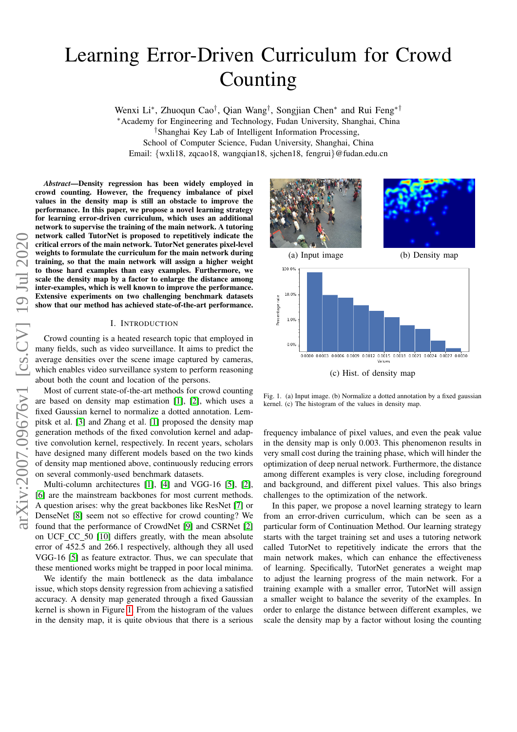# Learning Error-Driven Curriculum for Crowd Counting

Wenxi Li*, Zhuoqun Cao†, Qian Wang†, Songjian Chen* and Rui Feng*†

*Academy for Engineering and Technology, Fudan University, Shanghai, China

†Shanghai Key Lab of Intelligent Information Processing,
School of Computer Science, Fudan University, Shanghai, China

Email: {wxli18, zqcao18, wangqian18, sjchen18, fengrui}@fudan.edu.cn

***Abstract*—Density regression has been widely employed in crowd counting. However, the frequency imbalance of pixel values in the density map is still an obstacle to improve the performance. In this paper, we propose a novel learning strategy for learning error-driven curriculum, which uses an additional network to supervise the training of the main network. A tutoring network called TutorNet is proposed to repetitively indicate the critical errors of the main network. TutorNet generates pixel-level weights to formulate the curriculum for the main network during training, so that the main network will assign a higher weight to those hard examples than easy examples. Furthermore, we scale the density map by a factor to enlarge the distance among inter-examples, which is well known to improve the performance. Extensive experiments on two challenging benchmark datasets show that our method has achieved state-of-the-art performance.**

## I. Introduction

Crowd counting is a heated research topic that employed in many fields, such as video surveillance. It aims to predict the average densities over the scene image captured by cameras, which enables video surveillance system to perform reasoning about both the count and location of the persons.

Most of current state-of-the-art methods for crowd counting are based on density map estimation [1], [2], which uses a fixed Gaussian kernel to normalize a dotted annotation. Lempitsk et al. [3] and Zhang et al. [1] proposed the density map generation methods of the fixed convolution kernel and adaptive convolution kernel, respectively. In recent years, scholars have designed many different models based on the two kinds of density map mentioned above, continuously reducing errors on several commonly-used benchmark datasets.

Multi-column architectures [1], [4] and VGG-16 [5], [2], [6] are the mainstream backbones for most current methods. A question arises: why the great backbones like ResNet [7] or DenseNet [8] seem not so effective for crowd counting? We found that the performance of CrowdNet [9] and CSRNet [2] on UCF_CC_50 [10] differs greatly, with the mean absolute error of 452.5 and 266.1 respectively, although they all used VGG-16 [5] as feature extractor. Thus, we can speculate that these mentioned works might be trapped in poor local minima.

We identify the main bottleneck as the data imbalance issue, which stops density regression from achieving a satisfied accuracy. A density map generated through a fixed Gaussian kernel is shown in Figure 1. From the histogram of the values in the density map, it is quite obvious that there is a serious frequency imbalance of pixel values, and even the peak value in the density map is only 0.003. This phenomenon results in very small cost during the training phase, which will hinder the optimization of deep nerual network. Furthermore, the distance among different examples is very close, including foreground and background, and different pixel values. This also brings challenges to the optimization of the network.

(a) Input image (b) Density map (c) Hist. of density map

Fig. 1. (a) Input image. (b) Normalize a dotted annotation by a fixed gaussian kernel. (c) The histogram of the values in density map.

In this paper, we propose a novel learning strategy to learn from an error-driven curriculum, which can be seen as a particular form of Continuation Method. Our learning strategy starts with the target training set and uses a tutoring network called TutorNet to repetitively indicate the errors that the main network makes, which can enhance the effectiveness of learning. Specifically, TutorNet generates a weight map to adjust the learning progress of the main network. For a training example with a smaller error, TutorNet will assign a smaller weight to balance the severity of the examples. In order to enlarge the distance between different examples, we scale the density map by a factor without losing the counting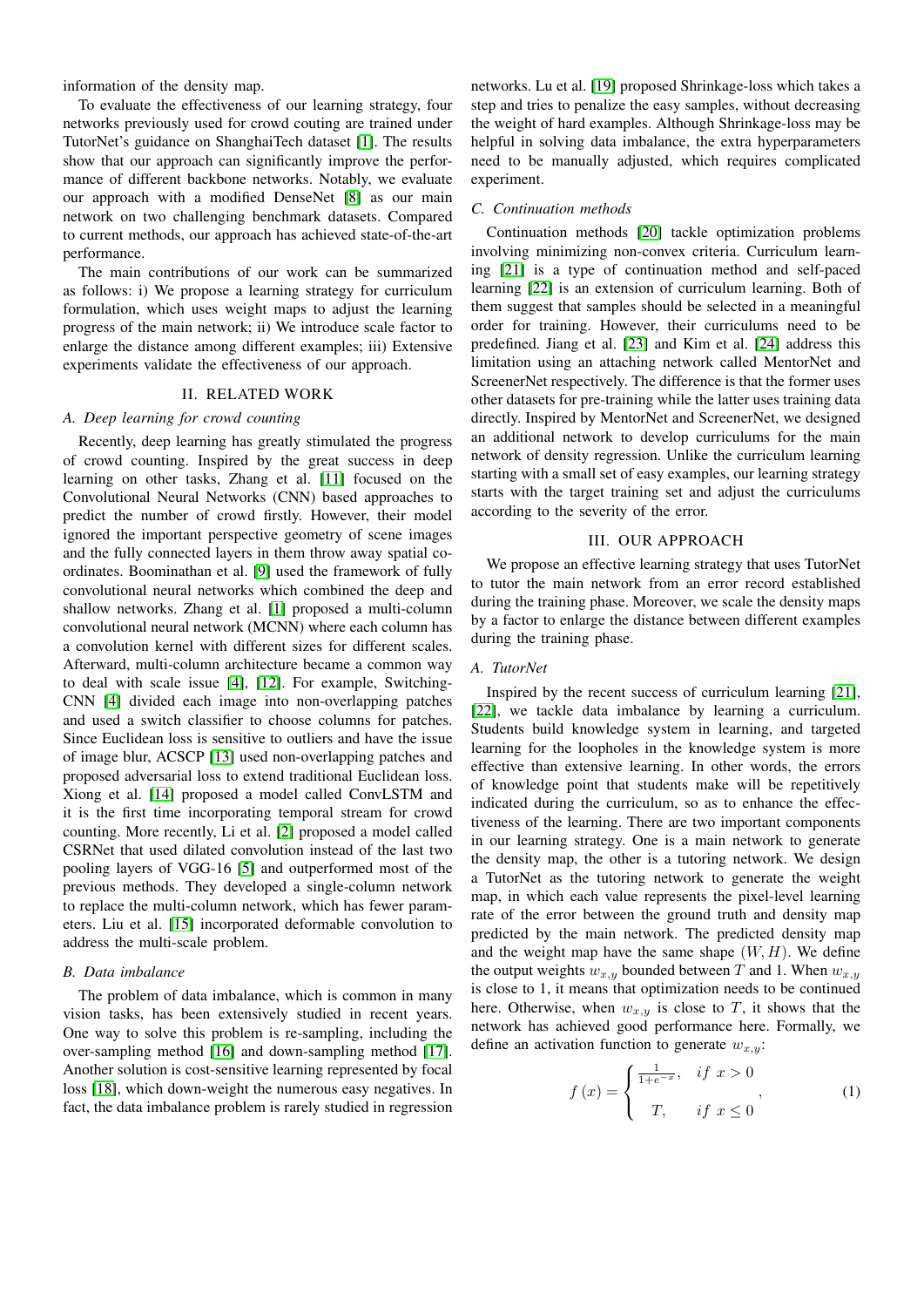information of the density map.

To evaluate the effectiveness of our learning strategy, four networks previously used for crowd couting are trained under TutorNet's guidance on ShanghaiTech dataset [1]. The results show that our approach can significantly improve the performance of different backbone networks. Notably, we evaluate our approach with a modified DenseNet [8] as our main network on two challenging benchmark datasets. Compared to current methods, our approach has achieved state-of-the-art performance.

The main contributions of our work can be summarized as follows: i) We propose a learning strategy for curriculum formulation, which uses weight maps to adjust the learning progress of the main network; ii) We introduce scale factor to enlarge the distance among different examples; iii) Extensive experiments validate the effectiveness of our approach.

## II. RELATED WORK

### A. Deep learning for crowd counting

Recently, deep learning has greatly stimulated the progress of crowd counting. Inspired by the great success in deep learning on other tasks, Zhang et al. [11] focused on the Convolutional Neural Networks (CNN) based approaches to predict the number of crowd firstly. However, their model ignored the important perspective geometry of scene images and the fully connected layers in them throw away spatial coordinates. Boominathan et al. [9] used the framework of fully convolutional neural networks which combined the deep and shallow networks. Zhang et al. [1] proposed a multi-column convolutional neural network (MCNN) where each column has a convolution kernel with different sizes for different scales. Afterward, multi-column architecture became a common way to deal with scale issue [4], [12]. For example, Switching-CNN [4] divided each image into non-overlapping patches and used a switch classifier to choose columns for patches. Since Euclidean loss is sensitive to outliers and have the issue of image blur, ACSCP [13] used non-overlapping patches and proposed adversarial loss to extend traditional Euclidean loss. Xiong et al. [14] proposed a model called ConvLSTM and it is the first time incorporating temporal stream for crowd counting. More recently, Li et al. [2] proposed a model called CSRNet that used dilated convolution instead of the last two pooling layers of VGG-16 [5] and outperformed most of the previous methods. They developed a single-column network to replace the multi-column network, which has fewer parameters. Liu et al. [15] incorporated deformable convolution to address the multi-scale problem.

### B. Data imbalance

The problem of data imbalance, which is common in many vision tasks, has been extensively studied in recent years. One way to solve this problem is re-sampling, including the over-sampling method [16] and down-sampling method [17]. Another solution is cost-sensitive learning represented by focal loss [18], which down-weight the numerous easy negatives. In fact, the data imbalance problem is rarely studied in regression networks. Lu et al. [19] proposed Shrinkage-loss which takes a step and tries to penalize the easy samples, without decreasing the weight of hard examples. Although Shrinkage-loss may be helpful in solving data imbalance, the extra hyperparameters need to be manually adjusted, which requires complicated experiment.

### C. Continuation methods

Continuation methods [20] tackle optimization problems involving minimizing non-convex criteria. Curriculum learning [21] is a type of continuation method and self-paced learning [22] is an extension of curriculum learning. Both of them suggest that samples should be selected in a meaningful order for training. However, their curriculums need to be predefined. Jiang et al. [23] and Kim et al. [24] address this limitation using an attaching network called MentorNet and ScreenerNet respectively. The difference is that the former uses other datasets for pre-training while the latter uses training data directly. Inspired by MentorNet and ScreenerNet, we designed an additional network to develop curriculums for the main network of density regression. Unlike the curriculum learning starting with a small set of easy examples, our learning strategy starts with the target training set and adjust the curriculums according to the severity of the error.

## III. OUR APPROACH

We propose an effective learning strategy that uses TutorNet to tutor the main network from an error record established during the training phase. Moreover, we scale the density maps by a factor to enlarge the distance between different examples during the training phase.

### A. TutorNet

Inspired by the recent success of curriculum learning [21], [22], we tackle data imbalance by learning a curriculum. Students build knowledge system in learning, and targeted learning for the loopholes in the knowledge system is more effective than extensive learning. In other words, the errors of knowledge point that students make will be repetitively indicated during the curriculum, so as to enhance the effectiveness of the learning. There are two important components in our learning strategy. One is a main network to generate the density map, the other is a tutoring network. We design a TutorNet as the tutoring network to generate the weight map, in which each value represents the pixel-level learning rate of the error between the ground truth and density map predicted by the main network. The predicted density map and the weight map have the same shape $(W, H)$. We define the output weights $w_{x,y}$ bounded between $T$ and 1. When $w_{x,y}$ is close to 1, it means that optimization needs to be continued here. Otherwise, when $w_{x,y}$ is close to $T$, it shows that the network has achieved good performance here. Formally, we define an activation function to generate $w_{x,y}$:

$$f(x) = \begin{cases} \frac{1}{1+e^{-x}}, & if \ x > 0 \\ T, & if \ x \leq 0 \end{cases}, \tag{1}$$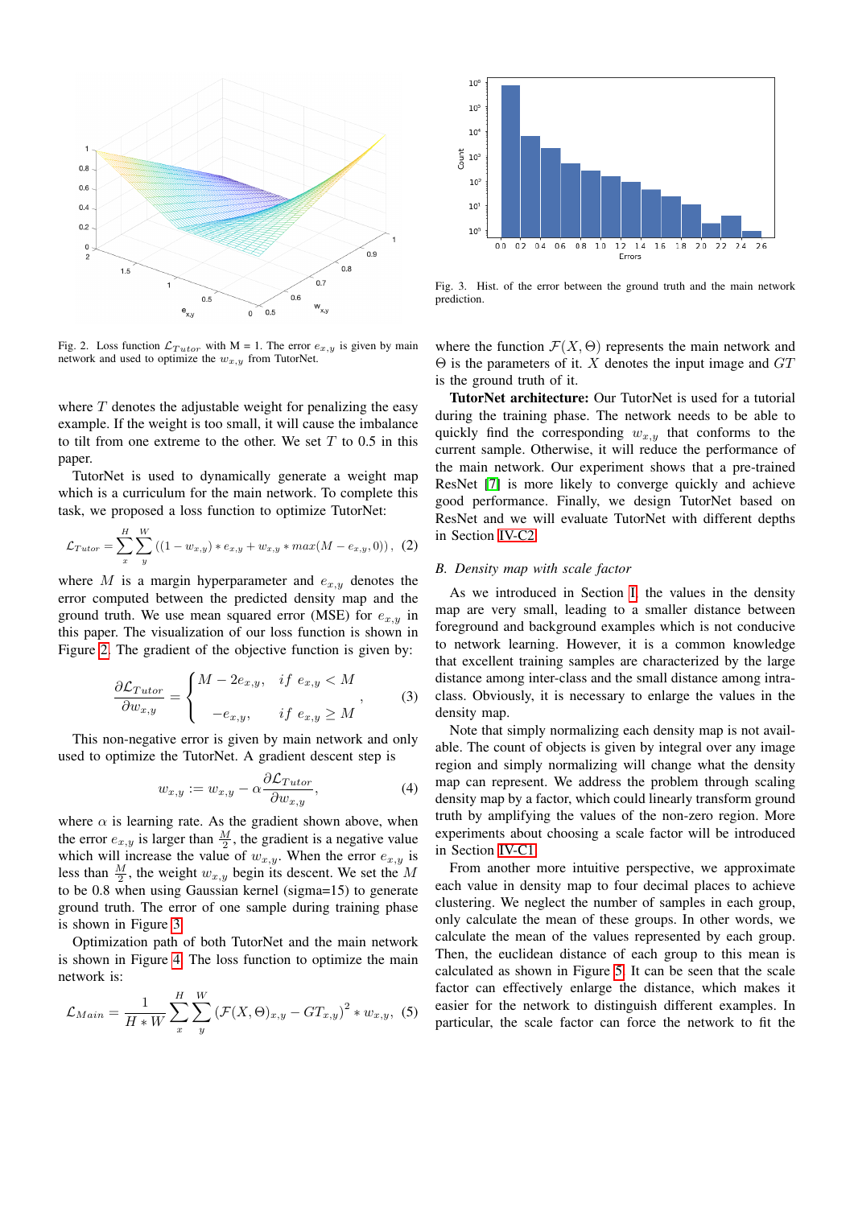Fig. 2. Loss function $\mathcal{L}_{Tutor}$ with M = 1. The error $e_{x,y}$ is given by main network and used to optimize the $w_{x,y}$ from TutorNet.

where $T$ denotes the adjustable weight for penalizing the easy example. If the weight is too small, it will cause the imbalance to tilt from one extreme to the other. We set $T$ to 0.5 in this paper.

TutorNet is used to dynamically generate a weight map which is a curriculum for the main network. To complete this task, we proposed a loss function to optimize TutorNet:

$$\mathcal{L}_{Tutor} = \sum_{x}^{H} \sum_{y}^{W} \left( (1 - w_{x,y}) * e_{x,y} + w_{x,y} * max(M - e_{x,y}, 0) \right), \quad (2)$$

where $M$ is a margin hyperparameter and $e_{x,y}$ denotes the error computed between the predicted density map and the ground truth. We use mean squared error (MSE) for $e_{x,y}$ in this paper. The visualization of our loss function is shown in Figure 2. The gradient of the objective function is given by:

$$\frac{\partial \mathcal{L}_{Tutor}}{\partial w_{x,y}} = \begin{cases} M - 2e_{x,y}, & if\ e_{x,y} < M \\ -e_{x,y}, & if\ e_{x,y} \geq M \end{cases}, \quad (3)$$

This non-negative error is given by main network and only used to optimize the TutorNet. A gradient descent step is

$$w_{x,y} := w_{x,y} - \alpha \frac{\partial \mathcal{L}_{Tutor}}{\partial w_{x,y}}, \quad (4)$$

where $\alpha$ is learning rate. As the gradient shown above, when the error $e_{x,y}$ is larger than $\frac{M}{2}$, the gradient is a negative value which will increase the value of $w_{x,y}$. When the error $e_{x,y}$ is less than $\frac{M}{2}$, the weight $w_{x,y}$ begin its descent. We set the $M$ to be 0.8 when using Gaussian kernel (sigma=15) to generate ground truth. The error of one sample during training phase is shown in Figure 3.

Optimization path of both TutorNet and the main network is shown in Figure 4. The loss function to optimize the main network is:

$$\mathcal{L}_{Main} = \frac{1}{H * W} \sum_{x}^{H} \sum_{y}^{W} \left( \mathcal{F}(X, \Theta)_{x,y} - GT_{x,y} \right)^2 * w_{x,y}, \quad (5)$$

Fig. 3. Hist. of the error between the ground truth and the main network prediction.

where the function $\mathcal{F}(X, \Theta)$ represents the main network and $\Theta$ is the parameters of it. $X$ denotes the input image and $GT$ is the ground truth of it.

**TutorNet architecture:** Our TutorNet is used for a tutorial during the training phase. The network needs to be able to quickly find the corresponding $w_{x,y}$ that conforms to the current sample. Otherwise, it will reduce the performance of the main network. Our experiment shows that a pre-trained ResNet [7] is more likely to converge quickly and achieve good performance. Finally, we design TutorNet based on ResNet and we will evaluate TutorNet with different depths in Section IV-C2.

### B. Density map with scale factor

As we introduced in Section I, the values in the density map are very small, leading to a smaller distance between foreground and background examples which is not conducive to network learning. However, it is a common knowledge that excellent training samples are characterized by the large distance among inter-class and the small distance among intra-class. Obviously, it is necessary to enlarge the values in the density map.

Note that simply normalizing each density map is not available. The count of objects is given by integral over any image region and simply normalizing will change what the density map can represent. We address the problem through scaling density map by a factor, which could linearly transform ground truth by amplifying the values of the non-zero region. More experiments about choosing a scale factor will be introduced in Section IV-C1.

From another more intuitive perspective, we approximate each value in density map to four decimal places to achieve clustering. We neglect the number of samples in each group, only calculate the mean of these groups. In other words, we calculate the mean of the values represented by each group. Then, the euclidean distance of each group to this mean is calculated as shown in Figure 5. It can be seen that the scale factor can effectively enlarge the distance, which makes it easier for the network to distinguish different examples. In particular, the scale factor can force the network to fit the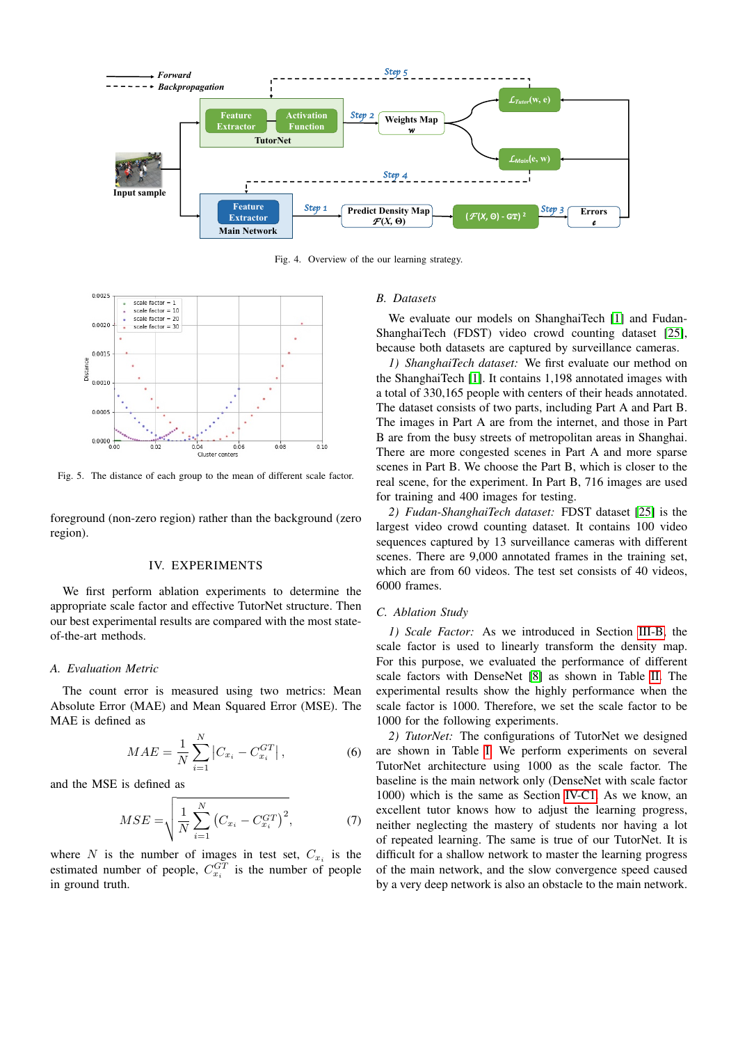Fig. 4. Overview of the our learning strategy.

Fig. 5. The distance of each group to the mean of different scale factor.

foreground (non-zero region) rather than the background (zero region).

## IV. EXPERIMENTS

We first perform ablation experiments to determine the appropriate scale factor and effective TutorNet structure. Then our best experimental results are compared with the most state-of-the-art methods.

### A. Evaluation Metric

The count error is measured using two metrics: Mean Absolute Error (MAE) and Mean Squared Error (MSE). The MAE is defined as

$$MAE = \frac{1}{N}\sum_{i=1}^{N}\left|C_{x_i} - C_{x_i}^{GT}\right|, \tag{6}$$

and the MSE is defined as

$$MSE = \sqrt{\frac{1}{N}\sum_{i=1}^{N}\left(C_{x_i} - C_{x_i}^{GT}\right)^2}, \tag{7}$$

where $N$ is the number of images in test set, $C_{x_i}$ is the estimated number of people, $C_{x_i}^{GT}$ is the number of people in ground truth.

### B. Datasets

We evaluate our models on ShanghaiTech [1] and Fudan-ShanghaiTech (FDST) video crowd counting dataset [25], because both datasets are captured by surveillance cameras.

*1) ShanghaiTech dataset:* We first evaluate our method on the ShanghaiTech [1]. It contains 1,198 annotated images with a total of 330,165 people with centers of their heads annotated. The dataset consists of two parts, including Part A and Part B. The images in Part A are from the internet, and those in Part B are from the busy streets of metropolitan areas in Shanghai. There are more congested scenes in Part A and more sparse scenes in Part B. We choose the Part B, which is closer to the real scene, for the experiment. In Part B, 716 images are used for training and 400 images for testing.

*2) Fudan-ShanghaiTech dataset:* FDST dataset [25] is the largest video crowd counting dataset. It contains 100 video sequences captured by 13 surveillance cameras with different scenes. There are 9,000 annotated frames in the training set, which are from 60 videos. The test set consists of 40 videos, 6000 frames.

### C. Ablation Study

*1) Scale Factor:* As we introduced in Section III-B, the scale factor is used to linearly transform the density map. For this purpose, we evaluated the performance of different scale factors with DenseNet [8] as shown in Table II. The experimental results show the highly performance when the scale factor is 1000. Therefore, we set the scale factor to be 1000 for the following experiments.

*2) TutorNet:* The configurations of TutorNet we designed are shown in Table I. We perform experiments on several TutorNet architecture using 1000 as the scale factor. The baseline is the main network only (DenseNet with scale factor 1000) which is the same as Section IV-C1. As we know, an excellent tutor knows how to adjust the learning progress, neither neglecting the mastery of students nor having a lot of repeated learning. The same is true of our TutorNet. It is difficult for a shallow network to master the learning progress of the main network, and the slow convergence speed caused by a very deep network is also an obstacle to the main network.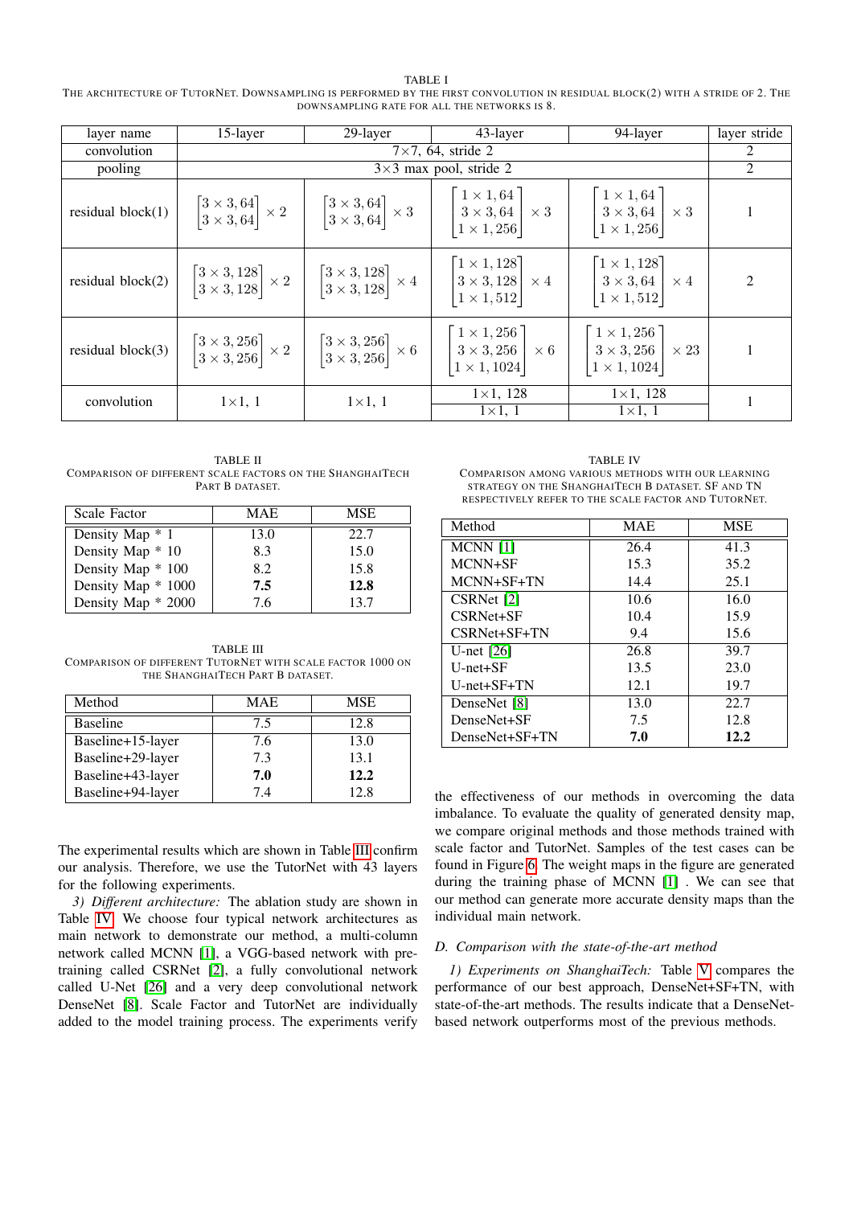TABLE I

THE ARCHITECTURE OF TUTORNET. DOWNSAMPLING IS PERFORMED BY THE FIRST CONVOLUTION IN RESIDUAL BLOCK(2) WITH A STRIDE OF 2. THE DOWNSAMPLING RATE FOR ALL THE NETWORKS IS 8.

| layer name | 15-layer | 29-layer | 43-layer | 94-layer | layer stride |
|---|---|---|---|---|---|
| convolution | 7×7, 64, stride 2 | | | | 2 |
| pooling | 3×3 max pool, stride 2 | | | | 2 |
| residual block(1) | $\begin{bmatrix} 3\times3, 64 \\ 3\times3, 64 \end{bmatrix} \times 2$ | $\begin{bmatrix} 3\times3, 64 \\ 3\times3, 64 \end{bmatrix} \times 3$ | $\begin{bmatrix} 1\times1, 64 \\ 3\times3, 64 \\ 1\times1, 256 \end{bmatrix} \times 3$ | $\begin{bmatrix} 1\times1, 64 \\ 3\times3, 64 \\ 1\times1, 256 \end{bmatrix} \times 3$ | 1 |
| residual block(2) | $\begin{bmatrix} 3\times3, 128 \\ 3\times3, 128 \end{bmatrix} \times 2$ | $\begin{bmatrix} 3\times3, 128 \\ 3\times3, 128 \end{bmatrix} \times 4$ | $\begin{bmatrix} 1\times1, 128 \\ 3\times3, 128 \\ 1\times1, 512 \end{bmatrix} \times 4$ | $\begin{bmatrix} 1\times1, 128 \\ 3\times3, 64 \\ 1\times1, 512 \end{bmatrix} \times 4$ | 2 |
| residual block(3) | $\begin{bmatrix} 3\times3, 256 \\ 3\times3, 256 \end{bmatrix} \times 2$ | $\begin{bmatrix} 3\times3, 256 \\ 3\times3, 256 \end{bmatrix} \times 6$ | $\begin{bmatrix} 1\times1, 256 \\ 3\times3, 256 \\ 1\times1, 1024 \end{bmatrix} \times 6$ | $\begin{bmatrix} 1\times1, 256 \\ 3\times3, 256 \\ 1\times1, 1024 \end{bmatrix} \times 23$ | 1 |
| convolution | 1×1, 1 | 1×1, 1 | 1×1, 128<br>1×1, 1 | 1×1, 128<br>1×1, 1 | 1 |

TABLE II

COMPARISON OF DIFFERENT SCALE FACTORS ON THE SHANGHAITECH PART B DATASET.

| Scale Factor | MAE | MSE |
|---|---|---|
| Density Map * 1 | 13.0 | 22.7 |
| Density Map * 10 | 8.3 | 15.0 |
| Density Map * 100 | 8.2 | 15.8 |
| Density Map * 1000 | **7.5** | **12.8** |
| Density Map * 2000 | 7.6 | 13.7 |

TABLE III

COMPARISON OF DIFFERENT TUTORNET WITH SCALE FACTOR 1000 ON THE SHANGHAITECH PART B DATASET.

| Method | MAE | MSE |
|---|---|---|
| Baseline | 7.5 | 12.8 |
| Baseline+15-layer | 7.6 | 13.0 |
| Baseline+29-layer | 7.3 | 13.1 |
| Baseline+43-layer | **7.0** | **12.2** |
| Baseline+94-layer | 7.4 | 12.8 |

The experimental results which are shown in Table III confirm our analysis. Therefore, we use the TutorNet with 43 layers for the following experiments.

*3) Different architecture:* The ablation study are shown in Table IV. We choose four typical network architectures as main network to demonstrate our method, a multi-column network called MCNN [1], a VGG-based network with pre-training called CSRNet [2], a fully convolutional network called U-Net [26] and a very deep convolutional network DenseNet [8]. Scale Factor and TutorNet are individually added to the model training process. The experiments verify the effectiveness of our methods in overcoming the data imbalance. To evaluate the quality of generated density map, we compare original methods and those methods trained with scale factor and TutorNet. Samples of the test cases can be found in Figure 6. The weight maps in the figure are generated during the training phase of MCNN [1] . We can see that our method can generate more accurate density maps than the individual main network.

TABLE IV

COMPARISON AMONG VARIOUS METHODS WITH OUR LEARNING STRATEGY ON THE SHANGHAITECH B DATASET. SF AND TN RESPECTIVELY REFER TO THE SCALE FACTOR AND TUTORNET.

| Method | MAE | MSE |
|---|---|---|
| MCNN [1] | 26.4 | 41.3 |
| MCNN+SF | 15.3 | 35.2 |
| MCNN+SF+TN | 14.4 | 25.1 |
| CSRNet [2] | 10.6 | 16.0 |
| CSRNet+SF | 10.4 | 15.9 |
| CSRNet+SF+TN | 9.4 | 15.6 |
| U-net [26] | 26.8 | 39.7 |
| U-net+SF | 13.5 | 23.0 |
| U-net+SF+TN | 12.1 | 19.7 |
| DenseNet [8] | 13.0 | 22.7 |
| DenseNet+SF | 7.5 | 12.8 |
| DenseNet+SF+TN | **7.0** | **12.2** |

### D. Comparison with the state-of-the-art method

*1) Experiments on ShanghaiTech:* Table V compares the performance of our best approach, DenseNet+SF+TN, with state-of-the-art methods. The results indicate that a DenseNet-based network outperforms most of the previous methods.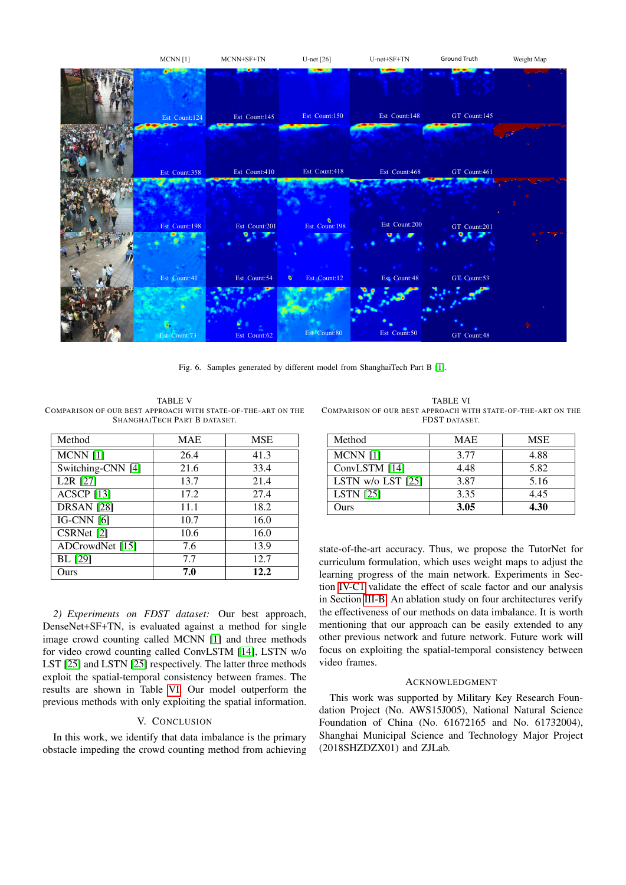Fig. 6. Samples generated by different model from ShanghaiTech Part B [1].

TABLE V
COMPARISON OF OUR BEST APPROACH WITH STATE-OF-THE-ART ON THE SHANGHAITECH PART B DATASET.

| Method | MAE | MSE |
|---|---|---|
| MCNN [1] | 26.4 | 41.3 |
| Switching-CNN [4] | 21.6 | 33.4 |
| L2R [27] | 13.7 | 21.4 |
| ACSCP [13] | 17.2 | 27.4 |
| DRSAN [28] | 11.1 | 18.2 |
| IG-CNN [6] | 10.7 | 16.0 |
| CSRNet [2] | 10.6 | 16.0 |
| ADCrowdNet [15] | 7.6 | 13.9 |
| BL [29] | 7.7 | 12.7 |
| Ours | **7.0** | **12.2** |

TABLE VI
COMPARISON OF OUR BEST APPROACH WITH STATE-OF-THE-ART ON THE FDST DATASET.

| Method | MAE | MSE |
|---|---|---|
| MCNN [1] | 3.77 | 4.88 |
| ConvLSTM [14] | 4.48 | 5.82 |
| LSTN w/o LST [25] | 3.87 | 5.16 |
| LSTN [25] | 3.35 | 4.45 |
| Ours | **3.05** | **4.30** |

*2) Experiments on FDST dataset:* Our best approach, DenseNet+SF+TN, is evaluated against a method for single image crowd counting called MCNN [1] and three methods for video crowd counting called ConvLSTM [14], LSTN w/o LST [25] and LSTN [25] respectively. The latter three methods exploit the spatial-temporal consistency between frames. The results are shown in Table VI. Our model outperform the previous methods with only exploiting the spatial information.

## V. CONCLUSION

In this work, we identify that data imbalance is the primary obstacle impeding the crowd counting method from achieving state-of-the-art accuracy. Thus, we propose the TutorNet for curriculum formulation, which uses weight maps to adjust the learning progress of the main network. Experiments in Section IV-C1 validate the effect of scale factor and our analysis in Section III-B. An ablation study on four architectures verify the effectiveness of our methods on data imbalance. It is worth mentioning that our approach can be easily extended to any other previous network and future network. Future work will focus on exploiting the spatial-temporal consistency between video frames.

## ACKNOWLEDGMENT

This work was supported by Military Key Research Foundation Project (No. AWS15J005), National Natural Science Foundation of China (No. 61672165 and No. 61732004), Shanghai Municipal Science and Technology Major Project (2018SHZDZX01) and ZJLab.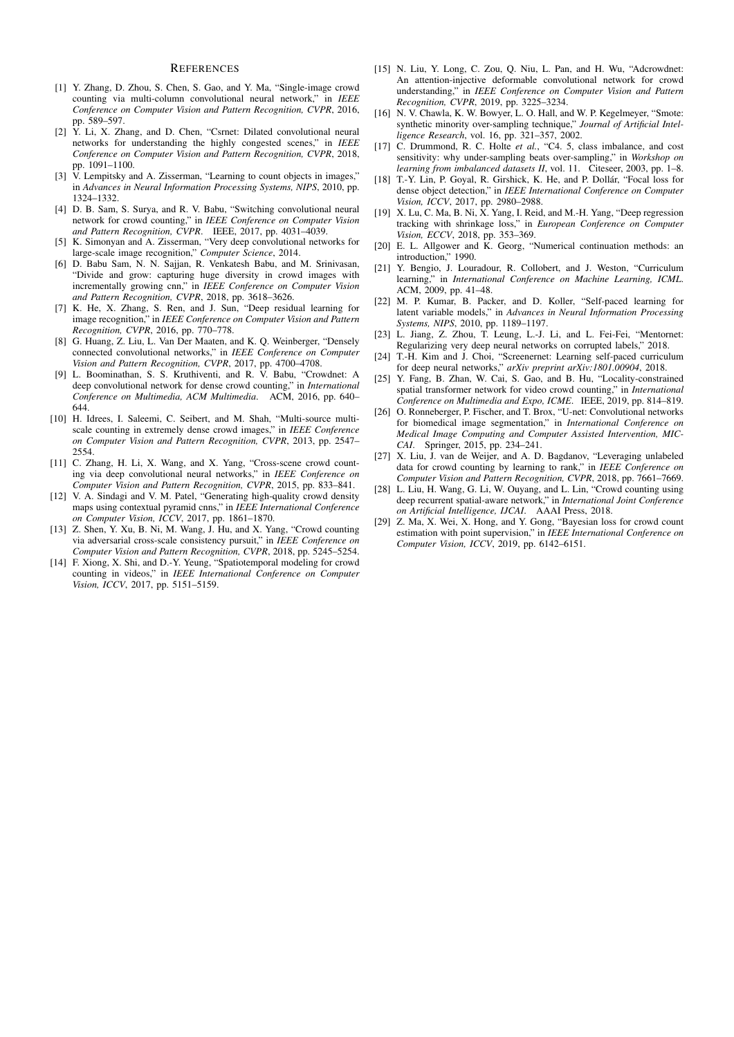## References

[1] Y. Zhang, D. Zhou, S. Chen, S. Gao, and Y. Ma, "Single-image crowd counting via multi-column convolutional neural network," in *IEEE Conference on Computer Vision and Pattern Recognition, CVPR*, 2016, pp. 589–597.

[2] Y. Li, X. Zhang, and D. Chen, "Csrnet: Dilated convolutional neural networks for understanding the highly congested scenes," in *IEEE Conference on Computer Vision and Pattern Recognition, CVPR*, 2018, pp. 1091–1100.

[3] V. Lempitsky and A. Zisserman, "Learning to count objects in images," in *Advances in Neural Information Processing Systems, NIPS*, 2010, pp. 1324–1332.

[4] D. B. Sam, S. Surya, and R. V. Babu, "Switching convolutional neural network for crowd counting," in *IEEE Conference on Computer Vision and Pattern Recognition, CVPR*. IEEE, 2017, pp. 4031–4039.

[5] K. Simonyan and A. Zisserman, "Very deep convolutional networks for large-scale image recognition," *Computer Science*, 2014.

[6] D. Babu Sam, N. N. Sajjan, R. Venkatesh Babu, and M. Srinivasan, "Divide and grow: capturing huge diversity in crowd images with incrementally growing cnn," in *IEEE Conference on Computer Vision and Pattern Recognition, CVPR*, 2018, pp. 3618–3626.

[7] K. He, X. Zhang, S. Ren, and J. Sun, "Deep residual learning for image recognition," in *IEEE Conference on Computer Vision and Pattern Recognition, CVPR*, 2016, pp. 770–778.

[8] G. Huang, Z. Liu, L. Van Der Maaten, and K. Q. Weinberger, "Densely connected convolutional networks," in *IEEE Conference on Computer Vision and Pattern Recognition, CVPR*, 2017, pp. 4700–4708.

[9] L. Boominathan, S. S. Kruthiventi, and R. V. Babu, "Crowdnet: A deep convolutional network for dense crowd counting," in *International Conference on Multimedia, ACM Multimedia*. ACM, 2016, pp. 640–644.

[10] H. Idrees, I. Saleemi, C. Seibert, and M. Shah, "Multi-source multi-scale counting in extremely dense crowd images," in *IEEE Conference on Computer Vision and Pattern Recognition, CVPR*, 2013, pp. 2547–2554.

[11] C. Zhang, H. Li, X. Wang, and X. Yang, "Cross-scene crowd counting via deep convolutional neural networks," in *IEEE Conference on Computer Vision and Pattern Recognition, CVPR*, 2015, pp. 833–841.

[12] V. A. Sindagi and V. M. Patel, "Generating high-quality crowd density maps using contextual pyramid cnns," in *IEEE International Conference on Computer Vision, ICCV*, 2017, pp. 1861–1870.

[13] Z. Shen, Y. Xu, B. Ni, M. Wang, J. Hu, and X. Yang, "Crowd counting via adversarial cross-scale consistency pursuit," in *IEEE Conference on Computer Vision and Pattern Recognition, CVPR*, 2018, pp. 5245–5254.

[14] F. Xiong, X. Shi, and D.-Y. Yeung, "Spatiotemporal modeling for crowd counting in videos," in *IEEE International Conference on Computer Vision, ICCV*, 2017, pp. 5151–5159.

[15] N. Liu, Y. Long, C. Zou, Q. Niu, L. Pan, and H. Wu, "Adcrowdnet: An attention-injective deformable convolutional network for crowd understanding," in *IEEE Conference on Computer Vision and Pattern Recognition, CVPR*, 2019, pp. 3225–3234.

[16] N. V. Chawla, K. W. Bowyer, L. O. Hall, and W. P. Kegelmeyer, "Smote: synthetic minority over-sampling technique," *Journal of Artificial Intelligence Research*, vol. 16, pp. 321–357, 2002.

[17] C. Drummond, R. C. Holte *et al.*, "C4. 5, class imbalance, and cost sensitivity: why under-sampling beats over-sampling," in *Workshop on learning from imbalanced datasets II*, vol. 11. Citeseer, 2003, pp. 1–8.

[18] T.-Y. Lin, P. Goyal, R. Girshick, K. He, and P. Dollár, "Focal loss for dense object detection," in *IEEE International Conference on Computer Vision, ICCV*, 2017, pp. 2980–2988.

[19] X. Lu, C. Ma, B. Ni, X. Yang, I. Reid, and M.-H. Yang, "Deep regression tracking with shrinkage loss," in *European Conference on Computer Vision, ECCV*, 2018, pp. 353–369.

[20] E. L. Allgower and K. Georg, "Numerical continuation methods: an introduction," 1990.

[21] Y. Bengio, J. Louradour, R. Collobert, and J. Weston, "Curriculum learning," in *International Conference on Machine Learning, ICML*. ACM, 2009, pp. 41–48.

[22] M. P. Kumar, B. Packer, and D. Koller, "Self-paced learning for latent variable models," in *Advances in Neural Information Processing Systems, NIPS*, 2010, pp. 1189–1197.

[23] L. Jiang, Z. Zhou, T. Leung, L.-J. Li, and L. Fei-Fei, "Mentornet: Regularizing very deep neural networks on corrupted labels," 2018.

[24] T.-H. Kim and J. Choi, "Screenernet: Learning self-paced curriculum for deep neural networks," *arXiv preprint arXiv:1801.00904*, 2018.

[25] Y. Fang, B. Zhan, W. Cai, S. Gao, and B. Hu, "Locality-constrained spatial transformer network for video crowd counting," in *International Conference on Multimedia and Expo, ICME*. IEEE, 2019, pp. 814–819.

[26] O. Ronneberger, P. Fischer, and T. Brox, "U-net: Convolutional networks for biomedical image segmentation," in *International Conference on Medical Image Computing and Computer Assisted Intervention, MICCAI*. Springer, 2015, pp. 234–241.

[27] X. Liu, J. van de Weijer, and A. D. Bagdanov, "Leveraging unlabeled data for crowd counting by learning to rank," in *IEEE Conference on Computer Vision and Pattern Recognition, CVPR*, 2018, pp. 7661–7669.

[28] L. Liu, H. Wang, G. Li, W. Ouyang, and L. Lin, "Crowd counting using deep recurrent spatial-aware network," in *International Joint Conference on Artificial Intelligence, IJCAI*. AAAI Press, 2018.

[29] Z. Ma, X. Wei, X. Hong, and Y. Gong, "Bayesian loss for crowd count estimation with point supervision," in *IEEE International Conference on Computer Vision, ICCV*, 2019, pp. 6142–6151.